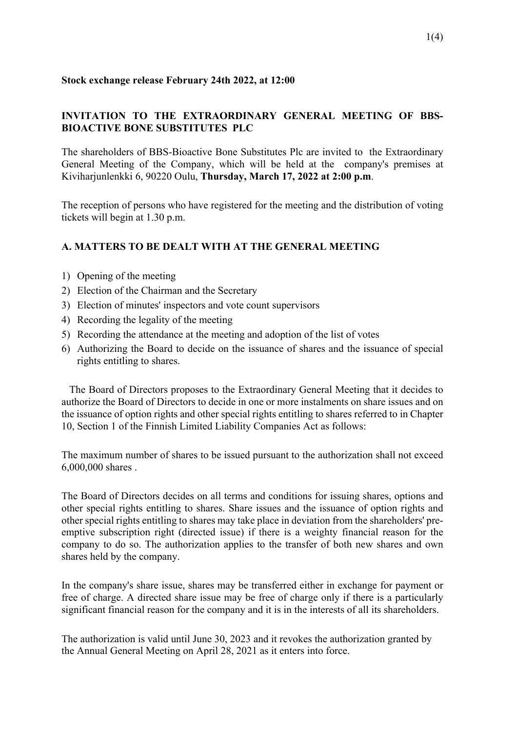**Stock exchange release February 24th 2022, at 12:00**

## INVITATION TO THE EXTRAORDINARY GENERAL MEETING OF BBS-BIOACTIVE BONE SUBSTITUTES PLC

The shareholders of BBS-Bioactive Bone Substitutes Plc are invited to the Extraordinary General Meeting of the Company, which will be held at the company's premises at Kiviharjunlenkki 6, 90220 Oulu, **Thursday, March 17, 2022 at 2:00 p.m**.

The reception of persons who have registered for the meeting and the distribution of voting tickets will begin at 1.30 p.m.

### A. MATTERS TO BE DEALT WITH AT THE GENERAL MEETING

1) Opening of the meeting
2) Election of the Chairman and the Secretary
3) Election of minutes' inspectors and vote count supervisors
4) Recording the legality of the meeting
5) Recording the attendance at the meeting and adoption of the list of votes
6) Authorizing the Board to decide on the issuance of shares and the issuance of special rights entitling to shares.

The Board of Directors proposes to the Extraordinary General Meeting that it decides to authorize the Board of Directors to decide in one or more instalments on share issues and on the issuance of option rights and other special rights entitling to shares referred to in Chapter 10, Section 1 of the Finnish Limited Liability Companies Act as follows:

The maximum number of shares to be issued pursuant to the authorization shall not exceed 6,000,000 shares .

The Board of Directors decides on all terms and conditions for issuing shares, options and other special rights entitling to shares. Share issues and the issuance of option rights and other special rights entitling to shares may take place in deviation from the shareholders' pre-emptive subscription right (directed issue) if there is a weighty financial reason for the company to do so. The authorization applies to the transfer of both new shares and own shares held by the company.

In the company's share issue, shares may be transferred either in exchange for payment or free of charge. A directed share issue may be free of charge only if there is a particularly significant financial reason for the company and it is in the interests of all its shareholders.

The authorization is valid until June 30, 2023 and it revokes the authorization granted by the Annual General Meeting on April 28, 2021 as it enters into force.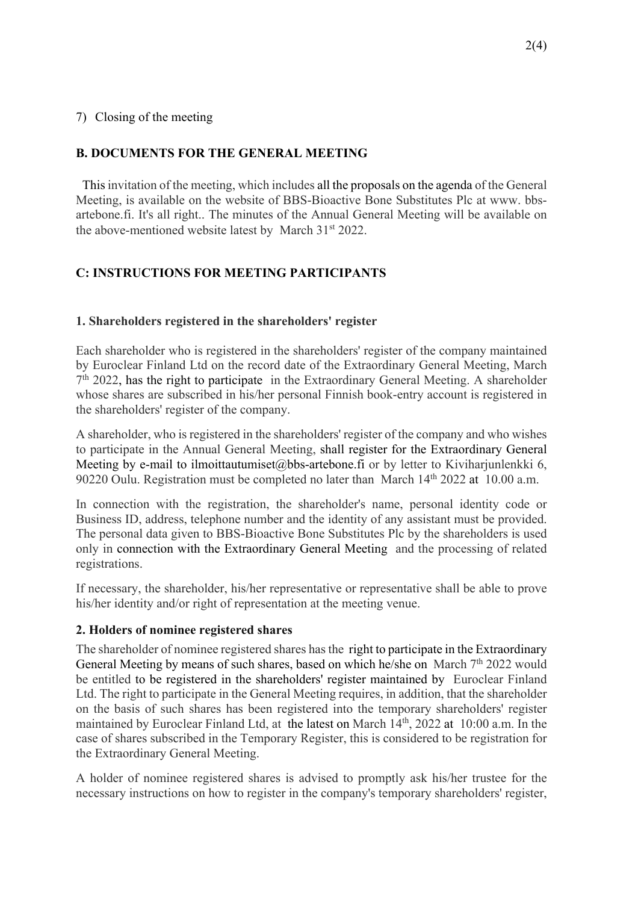7) Closing of the meeting

## B. DOCUMENTS FOR THE GENERAL MEETING

This invitation of the meeting, which includes all the proposals on the agenda of the General Meeting, is available on the website of BBS-Bioactive Bone Substitutes Plc at www. bbs-artebone.fi. It's all right.. The minutes of the Annual General Meeting will be available on the above-mentioned website latest by March 31st 2022.

## C: INSTRUCTIONS FOR MEETING PARTICIPANTS

### 1. Shareholders registered in the shareholders' register

Each shareholder who is registered in the shareholders' register of the company maintained by Euroclear Finland Ltd on the record date of the Extraordinary General Meeting, March 7th 2022, has the right to participate in the Extraordinary General Meeting. A shareholder whose shares are subscribed in his/her personal Finnish book-entry account is registered in the shareholders' register of the company.

A shareholder, who is registered in the shareholders' register of the company and who wishes to participate in the Annual General Meeting, shall register for the Extraordinary General Meeting by e-mail to ilmoittautumiset@bbs-artebone.fi or by letter to Kiviharjunlenkki 6, 90220 Oulu. Registration must be completed no later than March 14th 2022 at 10.00 a.m.

In connection with the registration, the shareholder's name, personal identity code or Business ID, address, telephone number and the identity of any assistant must be provided. The personal data given to BBS-Bioactive Bone Substitutes Plc by the shareholders is used only in connection with the Extraordinary General Meeting and the processing of related registrations.

If necessary, the shareholder, his/her representative or representative shall be able to prove his/her identity and/or right of representation at the meeting venue.

### 2. Holders of nominee registered shares

The shareholder of nominee registered shares has the right to participate in the Extraordinary General Meeting by means of such shares, based on which he/she on March 7th 2022 would be entitled to be registered in the shareholders' register maintained by Euroclear Finland Ltd. The right to participate in the General Meeting requires, in addition, that the shareholder on the basis of such shares has been registered into the temporary shareholders' register maintained by Euroclear Finland Ltd, at the latest on March 14th, 2022 at 10:00 a.m. In the case of shares subscribed in the Temporary Register, this is considered to be registration for the Extraordinary General Meeting.

A holder of nominee registered shares is advised to promptly ask his/her trustee for the necessary instructions on how to register in the company's temporary shareholders' register,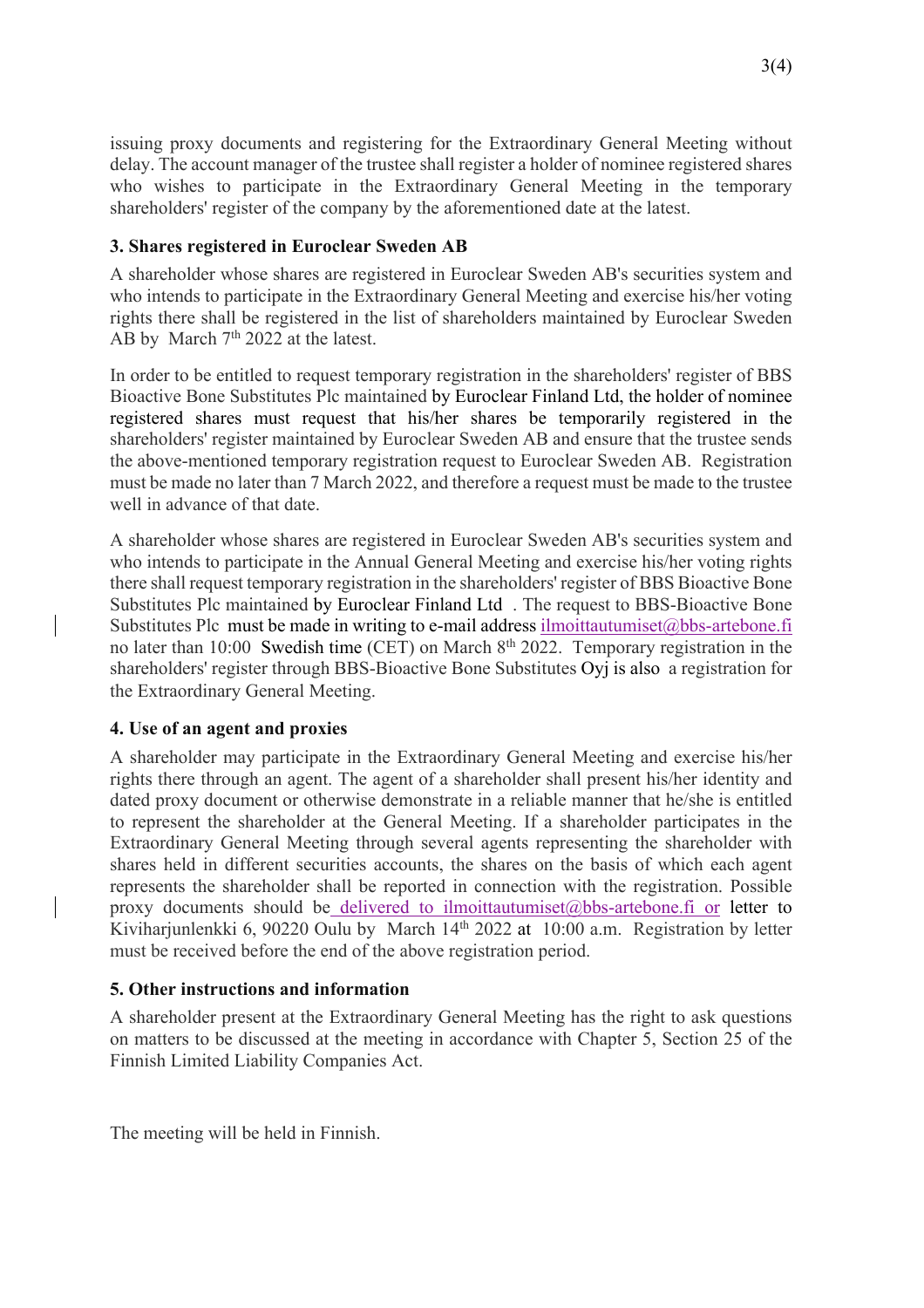issuing proxy documents and registering for the Extraordinary General Meeting without delay. The account manager of the trustee shall register a holder of nominee registered shares who wishes to participate in the Extraordinary General Meeting in the temporary shareholders' register of the company by the aforementioned date at the latest.

### 3. Shares registered in Euroclear Sweden AB

A shareholder whose shares are registered in Euroclear Sweden AB's securities system and who intends to participate in the Extraordinary General Meeting and exercise his/her voting rights there shall be registered in the list of shareholders maintained by Euroclear Sweden AB by March 7th 2022 at the latest.

In order to be entitled to request temporary registration in the shareholders' register of BBS Bioactive Bone Substitutes Plc maintained by Euroclear Finland Ltd, the holder of nominee registered shares must request that his/her shares be temporarily registered in the shareholders' register maintained by Euroclear Sweden AB and ensure that the trustee sends the above-mentioned temporary registration request to Euroclear Sweden AB. Registration must be made no later than 7 March 2022, and therefore a request must be made to the trustee well in advance of that date.

A shareholder whose shares are registered in Euroclear Sweden AB's securities system and who intends to participate in the Annual General Meeting and exercise his/her voting rights there shall request temporary registration in the shareholders' register of BBS Bioactive Bone Substitutes Plc maintained by Euroclear Finland Ltd . The request to BBS-Bioactive Bone Substitutes Plc must be made in writing to e-mail address ilmoittautumiset@bbs-artebone.fi no later than 10:00 Swedish time (CET) on March 8th 2022. Temporary registration in the shareholders' register through BBS-Bioactive Bone Substitutes Oyj is also a registration for the Extraordinary General Meeting.

### 4. Use of an agent and proxies

A shareholder may participate in the Extraordinary General Meeting and exercise his/her rights there through an agent. The agent of a shareholder shall present his/her identity and dated proxy document or otherwise demonstrate in a reliable manner that he/she is entitled to represent the shareholder at the General Meeting. If a shareholder participates in the Extraordinary General Meeting through several agents representing the shareholder with shares held in different securities accounts, the shares on the basis of which each agent represents the shareholder shall be reported in connection with the registration. Possible proxy documents should be delivered to ilmoittautumiset@bbs-artebone.fi or letter to Kiviharjunlenkki 6, 90220 Oulu by March 14th 2022 at 10:00 a.m. Registration by letter must be received before the end of the above registration period.

### 5. Other instructions and information

A shareholder present at the Extraordinary General Meeting has the right to ask questions on matters to be discussed at the meeting in accordance with Chapter 5, Section 25 of the Finnish Limited Liability Companies Act.

The meeting will be held in Finnish.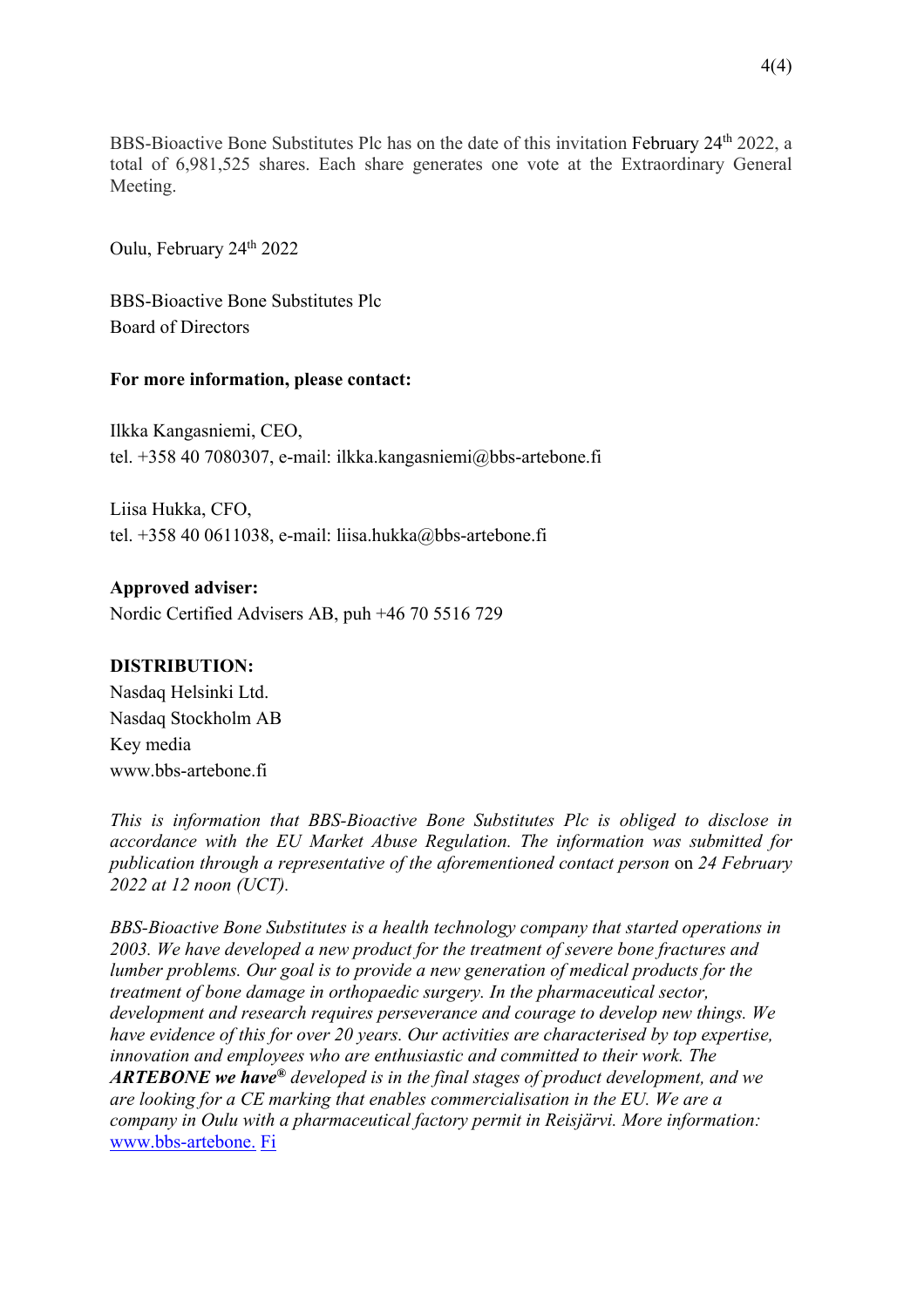BBS-Bioactive Bone Substitutes Plc has on the date of this invitation February 24th 2022, a total of 6,981,525 shares. Each share generates one vote at the Extraordinary General Meeting.

Oulu, February 24th 2022

BBS-Bioactive Bone Substitutes Plc
Board of Directors

**For more information, please contact:**

Ilkka Kangasniemi, CEO,
tel. +358 40 7080307, e-mail: ilkka.kangasniemi@bbs-artebone.fi

Liisa Hukka, CFO,
tel. +358 40 0611038, e-mail: liisa.hukka@bbs-artebone.fi

**Approved adviser:**
Nordic Certified Advisers AB, puh +46 70 5516 729

**DISTRIBUTION:**
Nasdaq Helsinki Ltd.
Nasdaq Stockholm AB
Key media
www.bbs-artebone.fi

*This is information that BBS-Bioactive Bone Substitutes Plc is obliged to disclose in accordance with the EU Market Abuse Regulation. The information was submitted for publication through a representative of the aforementioned contact person* on *24 February 2022 at 12 noon (UCT).*

*BBS-Bioactive Bone Substitutes is a health technology company that started operations in 2003. We have developed a new product for the treatment of severe bone fractures and lumber problems. Our goal is to provide a new generation of medical products for the treatment of bone damage in orthopaedic surgery. In the pharmaceutical sector, development and research requires perseverance and courage to develop new things. We have evidence of this for over 20 years. Our activities are characterised by top expertise, innovation and employees who are enthusiastic and committed to their work. The* ***ARTEBONE we have®*** *developed is in the final stages of product development, and we are looking for a CE marking that enables commercialisation in the EU. We are a company in Oulu with a pharmaceutical factory permit in Reisjärvi. More information:* www.bbs-artebone. Fi